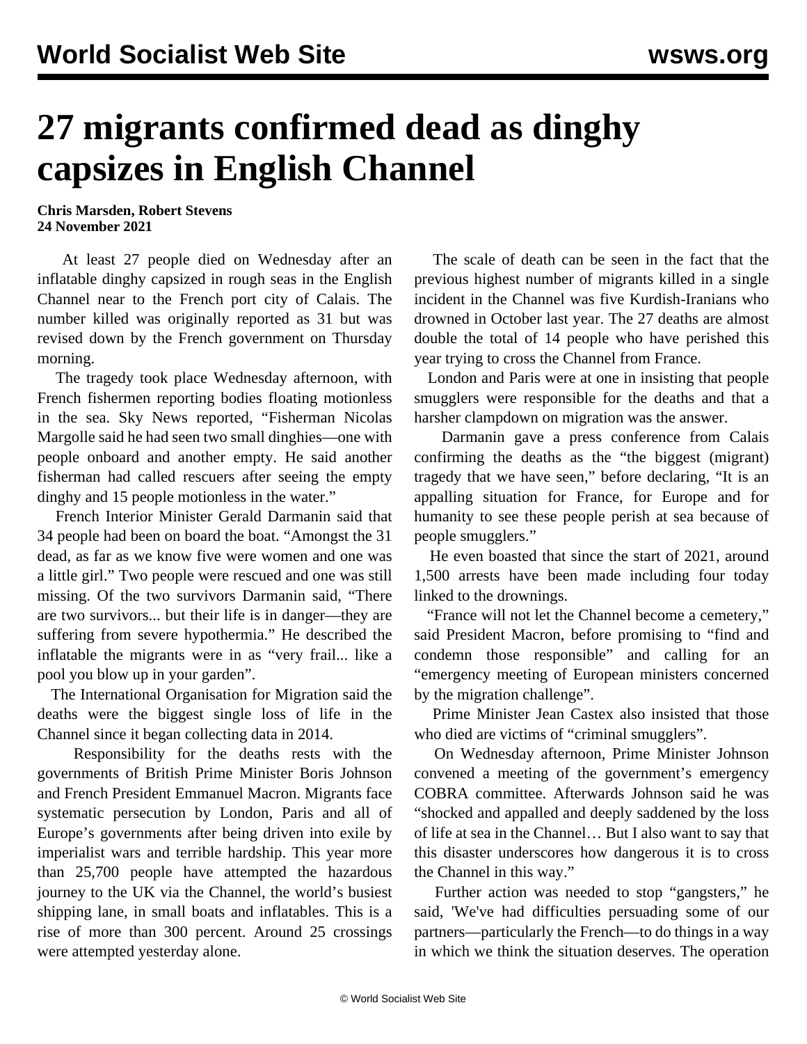# 27 migrants confirmed dead as dinghy capsizes in English Channel

**Chris Marsden, Robert Stevens**
**24 November 2021**

At least 27 people died on Wednesday after an inflatable dinghy capsized in rough seas in the English Channel near to the French port city of Calais. The number killed was originally reported as 31 but was revised down by the French government on Thursday morning.

The tragedy took place Wednesday afternoon, with French fishermen reporting bodies floating motionless in the sea. Sky News reported, "Fisherman Nicolas Margolle said he had seen two small dinghies—one with people onboard and another empty. He said another fisherman had called rescuers after seeing the empty dinghy and 15 people motionless in the water."

French Interior Minister Gerald Darmanin said that 34 people had been on board the boat. "Amongst the 31 dead, as far as we know five were women and one was a little girl." Two people were rescued and one was still missing. Of the two survivors Darmanin said, "There are two survivors... but their life is in danger—they are suffering from severe hypothermia." He described the inflatable the migrants were in as "very frail... like a pool you blow up in your garden".

The International Organisation for Migration said the deaths were the biggest single loss of life in the Channel since it began collecting data in 2014.

Responsibility for the deaths rests with the governments of British Prime Minister Boris Johnson and French President Emmanuel Macron. Migrants face systematic persecution by London, Paris and all of Europe's governments after being driven into exile by imperialist wars and terrible hardship. This year more than 25,700 people have attempted the hazardous journey to the UK via the Channel, the world's busiest shipping lane, in small boats and inflatables. This is a rise of more than 300 percent. Around 25 crossings were attempted yesterday alone.

The scale of death can be seen in the fact that the previous highest number of migrants killed in a single incident in the Channel was five Kurdish-Iranians who drowned in October last year. The 27 deaths are almost double the total of 14 people who have perished this year trying to cross the Channel from France.

London and Paris were at one in insisting that people smugglers were responsible for the deaths and that a harsher clampdown on migration was the answer.

Darmanin gave a press conference from Calais confirming the deaths as the "the biggest (migrant) tragedy that we have seen," before declaring, "It is an appalling situation for France, for Europe and for humanity to see these people perish at sea because of people smugglers."

He even boasted that since the start of 2021, around 1,500 arrests have been made including four today linked to the drownings.

"France will not let the Channel become a cemetery," said President Macron, before promising to "find and condemn those responsible" and calling for an "emergency meeting of European ministers concerned by the migration challenge".

Prime Minister Jean Castex also insisted that those who died are victims of "criminal smugglers".

On Wednesday afternoon, Prime Minister Johnson convened a meeting of the government's emergency COBRA committee. Afterwards Johnson said he was "shocked and appalled and deeply saddened by the loss of life at sea in the Channel… But I also want to say that this disaster underscores how dangerous it is to cross the Channel in this way."

Further action was needed to stop "gangsters," he said, 'We've had difficulties persuading some of our partners—particularly the French—to do things in a way in which we think the situation deserves. The operation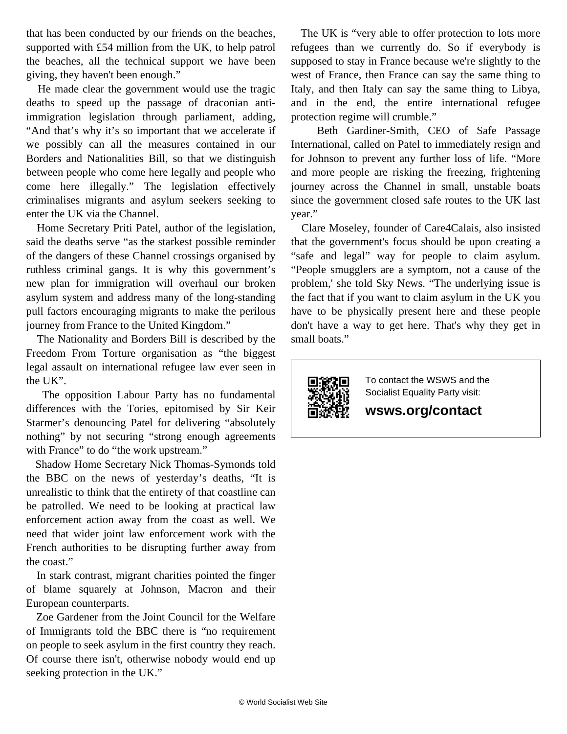that has been conducted by our friends on the beaches, supported with £54 million from the UK, to help patrol the beaches, all the technical support we have been giving, they haven't been enough."

He made clear the government would use the tragic deaths to speed up the passage of draconian anti-immigration legislation through parliament, adding, "And that's why it's so important that we accelerate if we possibly can all the measures contained in our Borders and Nationalities Bill, so that we distinguish between people who come here legally and people who come here illegally." The legislation effectively criminalises migrants and asylum seekers seeking to enter the UK via the Channel.

Home Secretary Priti Patel, author of the legislation, said the deaths serve "as the starkest possible reminder of the dangers of these Channel crossings organised by ruthless criminal gangs. It is why this government's new plan for immigration will overhaul our broken asylum system and address many of the long-standing pull factors encouraging migrants to make the perilous journey from France to the United Kingdom."

The Nationality and Borders Bill is described by the Freedom From Torture organisation as "the biggest legal assault on international refugee law ever seen in the UK".

The opposition Labour Party has no fundamental differences with the Tories, epitomised by Sir Keir Starmer's denouncing Patel for delivering "absolutely nothing" by not securing "strong enough agreements with France" to do "the work upstream."

Shadow Home Secretary Nick Thomas-Symonds told the BBC on the news of yesterday's deaths, "It is unrealistic to think that the entirety of that coastline can be patrolled. We need to be looking at practical law enforcement action away from the coast as well. We need that wider joint law enforcement work with the French authorities to be disrupting further away from the coast."

In stark contrast, migrant charities pointed the finger of blame squarely at Johnson, Macron and their European counterparts.

Zoe Gardener from the Joint Council for the Welfare of Immigrants told the BBC there is "no requirement on people to seek asylum in the first country they reach. Of course there isn't, otherwise nobody would end up seeking protection in the UK."

The UK is "very able to offer protection to lots more refugees than we currently do. So if everybody is supposed to stay in France because we're slightly to the west of France, then France can say the same thing to Italy, and then Italy can say the same thing to Libya, and in the end, the entire international refugee protection regime will crumble."

Beth Gardiner-Smith, CEO of Safe Passage International, called on Patel to immediately resign and for Johnson to prevent any further loss of life. "More and more people are risking the freezing, frightening journey across the Channel in small, unstable boats since the government closed safe routes to the UK last year."

Clare Moseley, founder of Care4Calais, also insisted that the government's focus should be upon creating a "safe and legal" way for people to claim asylum. "People smugglers are a symptom, not a cause of the problem,' she told Sky News. "The underlying issue is the fact that if you want to claim asylum in the UK you have to be physically present here and these people don't have a way to get here. That's why they get in small boats."

To contact the WSWS and the Socialist Equality Party visit:

**wsws.org/contact**